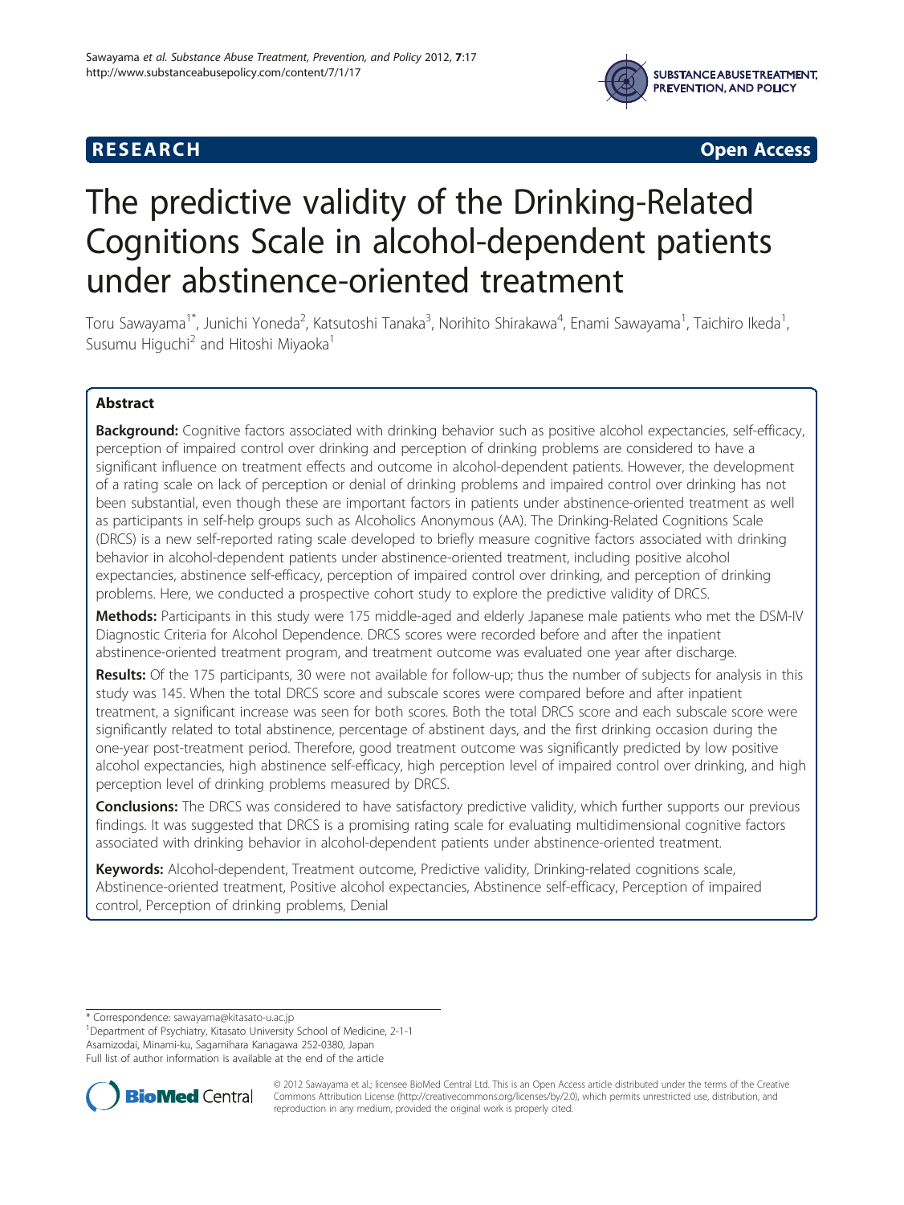**RESEARCH** **Open Access**

# The predictive validity of the Drinking-Related Cognitions Scale in alcohol-dependent patients under abstinence-oriented treatment

Toru Sawayama[1*], Junichi Yoneda[2], Katsutoshi Tanaka[3], Norihito Shirakawa[4], Enami Sawayama[1], Taichiro Ikeda[1], Susumu Higuchi[2] and Hitoshi Miyaoka[1]

## Abstract

**Background:** Cognitive factors associated with drinking behavior such as positive alcohol expectancies, self-efficacy, perception of impaired control over drinking and perception of drinking problems are considered to have a significant influence on treatment effects and outcome in alcohol-dependent patients. However, the development of a rating scale on lack of perception or denial of drinking problems and impaired control over drinking has not been substantial, even though these are important factors in patients under abstinence-oriented treatment as well as participants in self-help groups such as Alcoholics Anonymous (AA). The Drinking-Related Cognitions Scale (DRCS) is a new self-reported rating scale developed to briefly measure cognitive factors associated with drinking behavior in alcohol-dependent patients under abstinence-oriented treatment, including positive alcohol expectancies, abstinence self-efficacy, perception of impaired control over drinking, and perception of drinking problems. Here, we conducted a prospective cohort study to explore the predictive validity of DRCS.

**Methods:** Participants in this study were 175 middle-aged and elderly Japanese male patients who met the DSM-IV Diagnostic Criteria for Alcohol Dependence. DRCS scores were recorded before and after the inpatient abstinence-oriented treatment program, and treatment outcome was evaluated one year after discharge.

**Results:** Of the 175 participants, 30 were not available for follow-up; thus the number of subjects for analysis in this study was 145. When the total DRCS score and subscale scores were compared before and after inpatient treatment, a significant increase was seen for both scores. Both the total DRCS score and each subscale score were significantly related to total abstinence, percentage of abstinent days, and the first drinking occasion during the one-year post-treatment period. Therefore, good treatment outcome was significantly predicted by low positive alcohol expectancies, high abstinence self-efficacy, high perception level of impaired control over drinking, and high perception level of drinking problems measured by DRCS.

**Conclusions:** The DRCS was considered to have satisfactory predictive validity, which further supports our previous findings. It was suggested that DRCS is a promising rating scale for evaluating multidimensional cognitive factors associated with drinking behavior in alcohol-dependent patients under abstinence-oriented treatment.

**Keywords:** Alcohol-dependent, Treatment outcome, Predictive validity, Drinking-related cognitions scale, Abstinence-oriented treatment, Positive alcohol expectancies, Abstinence self-efficacy, Perception of impaired control, Perception of drinking problems, Denial

---

\* Correspondence: sawayama@kitasato-u.ac.jp

[1]Department of Psychiatry, Kitasato University School of Medicine, 2-1-1 Asamizodai, Minami-ku, Sagamihara Kanagawa 252-0380, Japan

Full list of author information is available at the end of the article

© 2012 Sawayama et al.; licensee BioMed Central Ltd. This is an Open Access article distributed under the terms of the Creative Commons Attribution License (http://creativecommons.org/licenses/by/2.0), which permits unrestricted use, distribution, and reproduction in any medium, provided the original work is properly cited.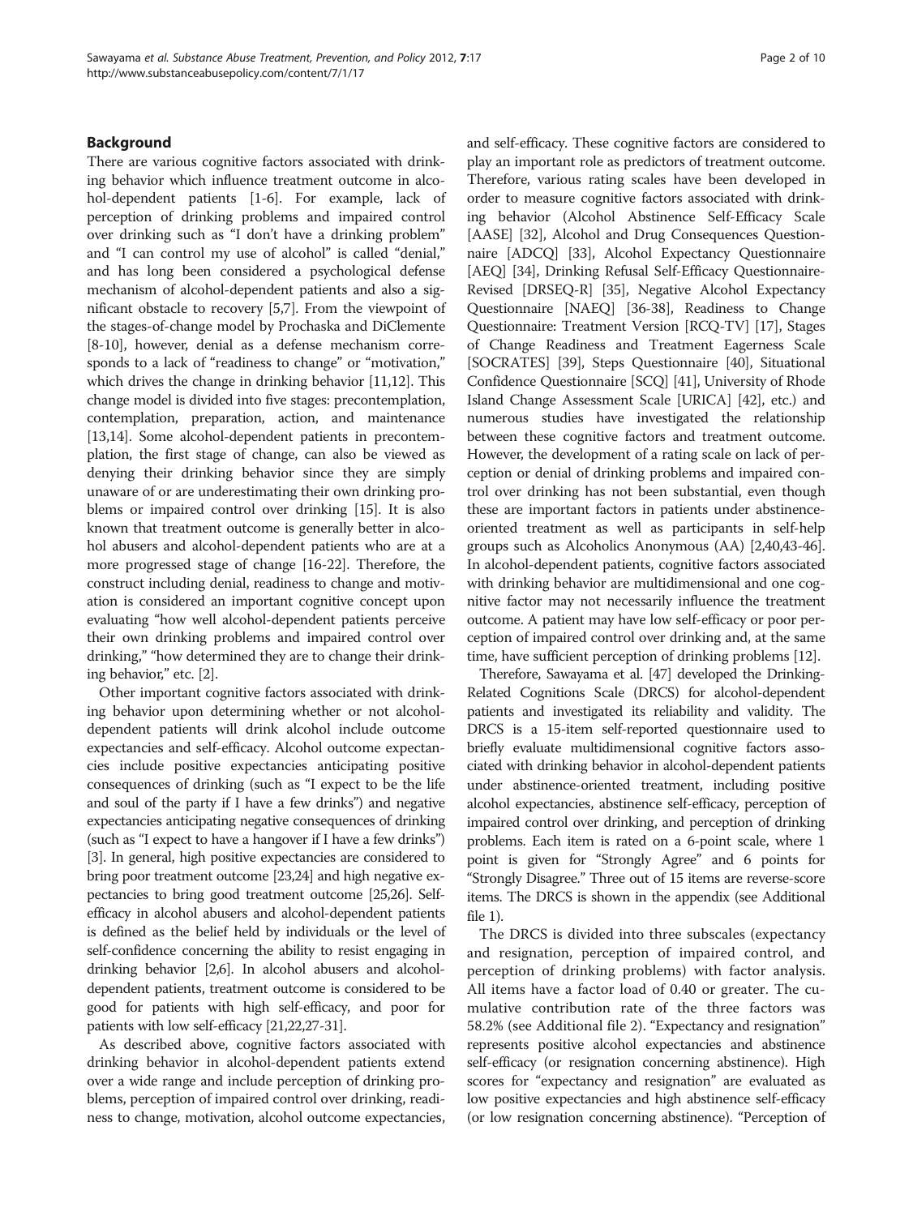## Background

There are various cognitive factors associated with drinking behavior which influence treatment outcome in alcohol-dependent patients [1-6]. For example, lack of perception of drinking problems and impaired control over drinking such as "I don't have a drinking problem" and "I can control my use of alcohol" is called "denial," and has long been considered a psychological defense mechanism of alcohol-dependent patients and also a significant obstacle to recovery [5,7]. From the viewpoint of the stages-of-change model by Prochaska and DiClemente [8-10], however, denial as a defense mechanism corresponds to a lack of "readiness to change" or "motivation," which drives the change in drinking behavior [11,12]. This change model is divided into five stages: precontemplation, contemplation, preparation, action, and maintenance [13,14]. Some alcohol-dependent patients in precontemplation, the first stage of change, can also be viewed as denying their drinking behavior since they are simply unaware of or are underestimating their own drinking problems or impaired control over drinking [15]. It is also known that treatment outcome is generally better in alcohol abusers and alcohol-dependent patients who are at a more progressed stage of change [16-22]. Therefore, the construct including denial, readiness to change and motivation is considered an important cognitive concept upon evaluating "how well alcohol-dependent patients perceive their own drinking problems and impaired control over drinking," "how determined they are to change their drinking behavior," etc. [2].

Other important cognitive factors associated with drinking behavior upon determining whether or not alcohol-dependent patients will drink alcohol include outcome expectancies and self-efficacy. Alcohol outcome expectancies include positive expectancies anticipating positive consequences of drinking (such as "I expect to be the life and soul of the party if I have a few drinks") and negative expectancies anticipating negative consequences of drinking (such as "I expect to have a hangover if I have a few drinks") [3]. In general, high positive expectancies are considered to bring poor treatment outcome [23,24] and high negative expectancies to bring good treatment outcome [25,26]. Self-efficacy in alcohol abusers and alcohol-dependent patients is defined as the belief held by individuals or the level of self-confidence concerning the ability to resist engaging in drinking behavior [2,6]. In alcohol abusers and alcohol-dependent patients, treatment outcome is considered to be good for patients with high self-efficacy, and poor for patients with low self-efficacy [21,22,27-31].

As described above, cognitive factors associated with drinking behavior in alcohol-dependent patients extend over a wide range and include perception of drinking problems, perception of impaired control over drinking, readiness to change, motivation, alcohol outcome expectancies, and self-efficacy. These cognitive factors are considered to play an important role as predictors of treatment outcome. Therefore, various rating scales have been developed in order to measure cognitive factors associated with drinking behavior (Alcohol Abstinence Self-Efficacy Scale [AASE] [32], Alcohol and Drug Consequences Questionnaire [ADCQ] [33], Alcohol Expectancy Questionnaire [AEQ] [34], Drinking Refusal Self-Efficacy Questionnaire-Revised [DRSEQ-R] [35], Negative Alcohol Expectancy Questionnaire [NAEQ] [36-38], Readiness to Change Questionnaire: Treatment Version [RCQ-TV] [17], Stages of Change Readiness and Treatment Eagerness Scale [SOCRATES] [39], Steps Questionnaire [40], Situational Confidence Questionnaire [SCQ] [41], University of Rhode Island Change Assessment Scale [URICA] [42], etc.) and numerous studies have investigated the relationship between these cognitive factors and treatment outcome. However, the development of a rating scale on lack of perception or denial of drinking problems and impaired control over drinking has not been substantial, even though these are important factors in patients under abstinence-oriented treatment as well as participants in self-help groups such as Alcoholics Anonymous (AA) [2,40,43-46]. In alcohol-dependent patients, cognitive factors associated with drinking behavior are multidimensional and one cognitive factor may not necessarily influence the treatment outcome. A patient may have low self-efficacy or poor perception of impaired control over drinking and, at the same time, have sufficient perception of drinking problems [12].

Therefore, Sawayama et al. [47] developed the Drinking-Related Cognitions Scale (DRCS) for alcohol-dependent patients and investigated its reliability and validity. The DRCS is a 15-item self-reported questionnaire used to briefly evaluate multidimensional cognitive factors associated with drinking behavior in alcohol-dependent patients under abstinence-oriented treatment, including positive alcohol expectancies, abstinence self-efficacy, perception of impaired control over drinking, and perception of drinking problems. Each item is rated on a 6-point scale, where 1 point is given for "Strongly Agree" and 6 points for "Strongly Disagree." Three out of 15 items are reverse-score items. The DRCS is shown in the appendix (see Additional file 1).

The DRCS is divided into three subscales (expectancy and resignation, perception of impaired control, and perception of drinking problems) with factor analysis. All items have a factor load of 0.40 or greater. The cumulative contribution rate of the three factors was 58.2% (see Additional file 2). "Expectancy and resignation" represents positive alcohol expectancies and abstinence self-efficacy (or resignation concerning abstinence). High scores for "expectancy and resignation" are evaluated as low positive expectancies and high abstinence self-efficacy (or low resignation concerning abstinence). "Perception of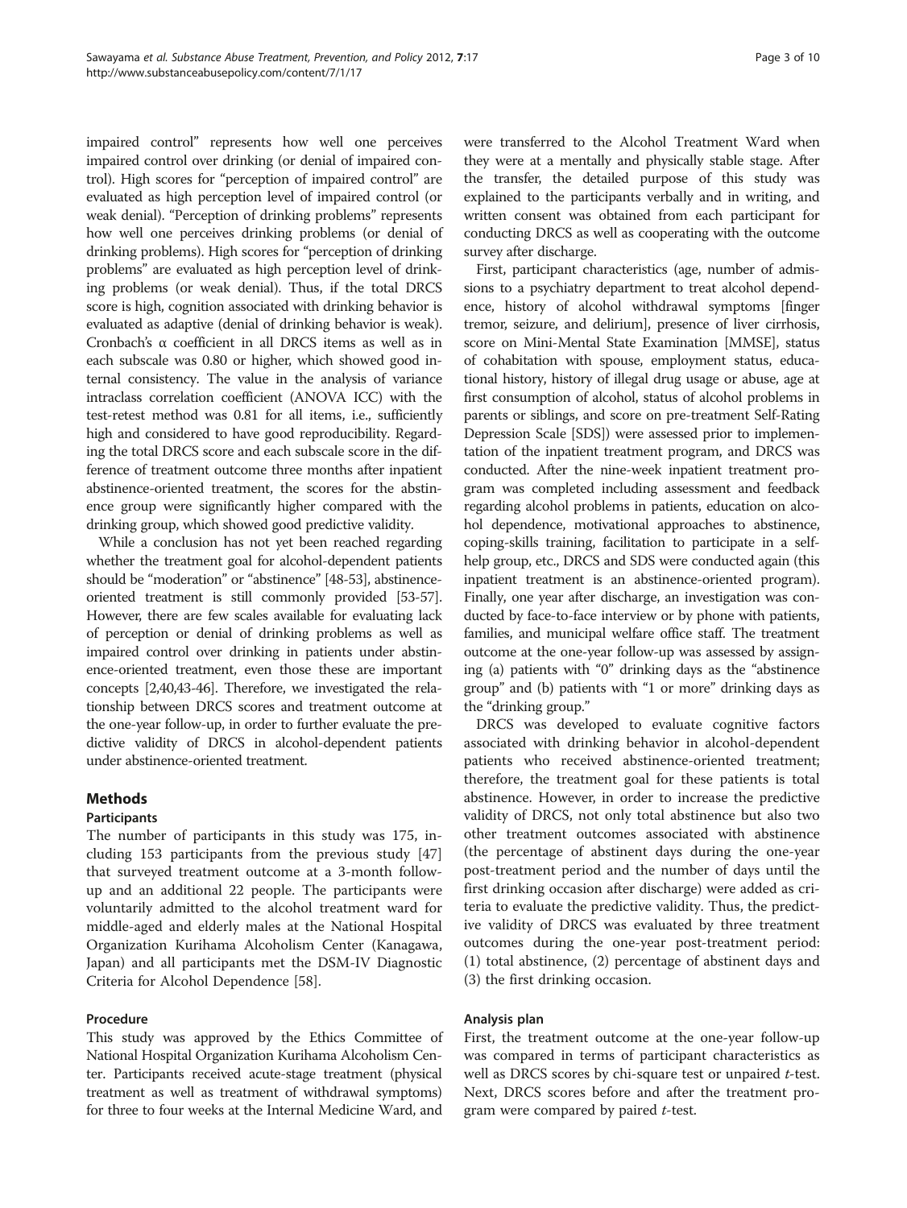impaired control" represents how well one perceives impaired control over drinking (or denial of impaired control). High scores for "perception of impaired control" are evaluated as high perception level of impaired control (or weak denial). "Perception of drinking problems" represents how well one perceives drinking problems (or denial of drinking problems). High scores for "perception of drinking problems" are evaluated as high perception level of drinking problems (or weak denial). Thus, if the total DRCS score is high, cognition associated with drinking behavior is evaluated as adaptive (denial of drinking behavior is weak). Cronbach's α coefficient in all DRCS items as well as in each subscale was 0.80 or higher, which showed good internal consistency. The value in the analysis of variance intraclass correlation coefficient (ANOVA ICC) with the test-retest method was 0.81 for all items, i.e., sufficiently high and considered to have good reproducibility. Regarding the total DRCS score and each subscale score in the difference of treatment outcome three months after inpatient abstinence-oriented treatment, the scores for the abstinence group were significantly higher compared with the drinking group, which showed good predictive validity.

While a conclusion has not yet been reached regarding whether the treatment goal for alcohol-dependent patients should be "moderation" or "abstinence" [48-53], abstinence-oriented treatment is still commonly provided [53-57]. However, there are few scales available for evaluating lack of perception or denial of drinking problems as well as impaired control over drinking in patients under abstinence-oriented treatment, even those these are important concepts [2,40,43-46]. Therefore, we investigated the relationship between DRCS scores and treatment outcome at the one-year follow-up, in order to further evaluate the predictive validity of DRCS in alcohol-dependent patients under abstinence-oriented treatment.

## Methods

### Participants

The number of participants in this study was 175, including 153 participants from the previous study [47] that surveyed treatment outcome at a 3-month follow-up and an additional 22 people. The participants were voluntarily admitted to the alcohol treatment ward for middle-aged and elderly males at the National Hospital Organization Kurihama Alcoholism Center (Kanagawa, Japan) and all participants met the DSM-IV Diagnostic Criteria for Alcohol Dependence [58].

### Procedure

This study was approved by the Ethics Committee of National Hospital Organization Kurihama Alcoholism Center. Participants received acute-stage treatment (physical treatment as well as treatment of withdrawal symptoms) for three to four weeks at the Internal Medicine Ward, and were transferred to the Alcohol Treatment Ward when they were at a mentally and physically stable stage. After the transfer, the detailed purpose of this study was explained to the participants verbally and in writing, and written consent was obtained from each participant for conducting DRCS as well as cooperating with the outcome survey after discharge.

First, participant characteristics (age, number of admissions to a psychiatry department to treat alcohol dependence, history of alcohol withdrawal symptoms [finger tremor, seizure, and delirium], presence of liver cirrhosis, score on Mini-Mental State Examination [MMSE], status of cohabitation with spouse, employment status, educational history, history of illegal drug usage or abuse, age at first consumption of alcohol, status of alcohol problems in parents or siblings, and score on pre-treatment Self-Rating Depression Scale [SDS]) were assessed prior to implementation of the inpatient treatment program, and DRCS was conducted. After the nine-week inpatient treatment program was completed including assessment and feedback regarding alcohol problems in patients, education on alcohol dependence, motivational approaches to abstinence, coping-skills training, facilitation to participate in a self-help group, etc., DRCS and SDS were conducted again (this inpatient treatment is an abstinence-oriented program). Finally, one year after discharge, an investigation was conducted by face-to-face interview or by phone with patients, families, and municipal welfare office staff. The treatment outcome at the one-year follow-up was assessed by assigning (a) patients with "0" drinking days as the "abstinence group" and (b) patients with "1 or more" drinking days as the "drinking group."

DRCS was developed to evaluate cognitive factors associated with drinking behavior in alcohol-dependent patients who received abstinence-oriented treatment; therefore, the treatment goal for these patients is total abstinence. However, in order to increase the predictive validity of DRCS, not only total abstinence but also two other treatment outcomes associated with abstinence (the percentage of abstinent days during the one-year post-treatment period and the number of days until the first drinking occasion after discharge) were added as criteria to evaluate the predictive validity. Thus, the predictive validity of DRCS was evaluated by three treatment outcomes during the one-year post-treatment period: (1) total abstinence, (2) percentage of abstinent days and (3) the first drinking occasion.

### Analysis plan

First, the treatment outcome at the one-year follow-up was compared in terms of participant characteristics as well as DRCS scores by chi-square test or unpaired *t*-test. Next, DRCS scores before and after the treatment program were compared by paired *t*-test.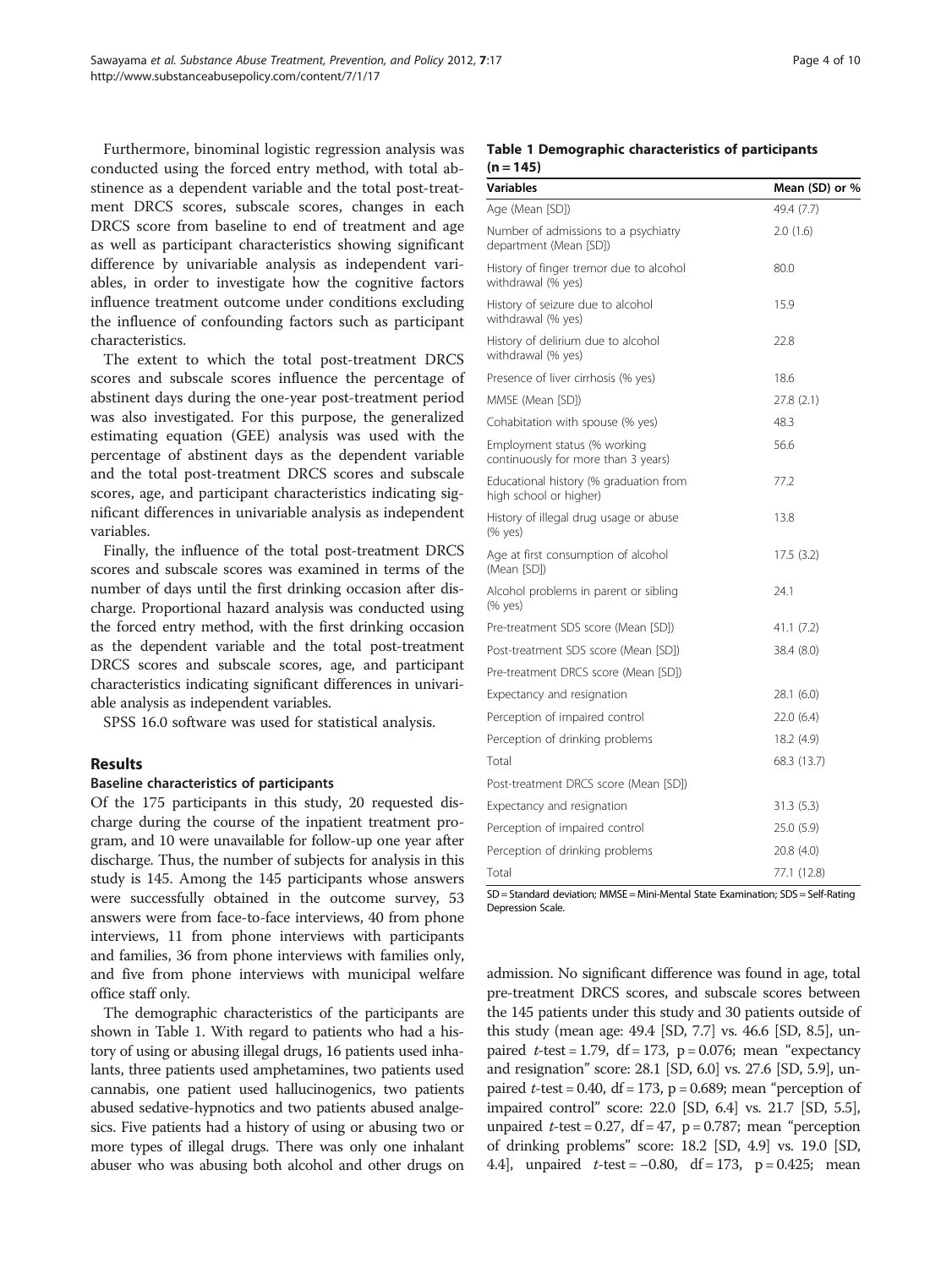Furthermore, binominal logistic regression analysis was conducted using the forced entry method, with total abstinence as a dependent variable and the total post-treatment DRCS scores, subscale scores, changes in each DRCS score from baseline to end of treatment and age as well as participant characteristics showing significant difference by univariable analysis as independent variables, in order to investigate how the cognitive factors influence treatment outcome under conditions excluding the influence of confounding factors such as participant characteristics.

The extent to which the total post-treatment DRCS scores and subscale scores influence the percentage of abstinent days during the one-year post-treatment period was also investigated. For this purpose, the generalized estimating equation (GEE) analysis was used with the percentage of abstinent days as the dependent variable and the total post-treatment DRCS scores and subscale scores, age, and participant characteristics indicating significant differences in univariable analysis as independent variables.

Finally, the influence of the total post-treatment DRCS scores and subscale scores was examined in terms of the number of days until the first drinking occasion after discharge. Proportional hazard analysis was conducted using the forced entry method, with the first drinking occasion as the dependent variable and the total post-treatment DRCS scores and subscale scores, age, and participant characteristics indicating significant differences in univariable analysis as independent variables.

SPSS 16.0 software was used for statistical analysis.

## Results

### Baseline characteristics of participants

Of the 175 participants in this study, 20 requested discharge during the course of the inpatient treatment program, and 10 were unavailable for follow-up one year after discharge. Thus, the number of subjects for analysis in this study is 145. Among the 145 participants whose answers were successfully obtained in the outcome survey, 53 answers were from face-to-face interviews, 40 from phone interviews, 11 from phone interviews with participants and families, 36 from phone interviews with families only, and five from phone interviews with municipal welfare office staff only.

The demographic characteristics of the participants are shown in Table 1. With regard to patients who had a history of using or abusing illegal drugs, 16 patients used inhalants, three patients used amphetamines, two patients used cannabis, one patient used hallucinogenics, two patients abused sedative-hypnotics and two patients abused analgesics. Five patients had a history of using or abusing two or more types of illegal drugs. There was only one inhalant abuser who was abusing both alcohol and other drugs on admission. No significant difference was found in age, total pre-treatment DRCS scores, and subscale scores between the 145 patients under this study and 30 patients outside of this study (mean age: 49.4 [SD, 7.7] vs. 46.6 [SD, 8.5], unpaired $t$-test = 1.79, df = 173, p = 0.076; mean "expectancy and resignation" score: 28.1 [SD, 6.0] vs. 27.6 [SD, 5.9], unpaired $t$-test = 0.40, df = 173, p = 0.689; mean "perception of impaired control" score: 22.0 [SD, 6.4] vs. 21.7 [SD, 5.5], unpaired $t$-test = 0.27, df = 47, p = 0.787; mean "perception of drinking problems" score: 18.2 [SD, 4.9] vs. 19.0 [SD, 4.4], unpaired $t$-test = −0.80, df = 173, p = 0.425; mean

**Table 1 Demographic characteristics of participants (n = 145)**

| Variables | Mean (SD) or % |
|---|---|
| Age (Mean [SD]) | 49.4 (7.7) |
| Number of admissions to a psychiatry department (Mean [SD]) | 2.0 (1.6) |
| History of finger tremor due to alcohol withdrawal (% yes) | 80.0 |
| History of seizure due to alcohol withdrawal (% yes) | 15.9 |
| History of delirium due to alcohol withdrawal (% yes) | 22.8 |
| Presence of liver cirrhosis (% yes) | 18.6 |
| MMSE (Mean [SD]) | 27.8 (2.1) |
| Cohabitation with spouse (% yes) | 48.3 |
| Employment status (% working continuously for more than 3 years) | 56.6 |
| Educational history (% graduation from high school or higher) | 77.2 |
| History of illegal drug usage or abuse (% yes) | 13.8 |
| Age at first consumption of alcohol (Mean [SD]) | 17.5 (3.2) |
| Alcohol problems in parent or sibling (% yes) | 24.1 |
| Pre-treatment SDS score (Mean [SD]) | 41.1 (7.2) |
| Post-treatment SDS score (Mean [SD]) | 38.4 (8.0) |
| Pre-treatment DRCS score (Mean [SD]) | |
| Expectancy and resignation | 28.1 (6.0) |
| Perception of impaired control | 22.0 (6.4) |
| Perception of drinking problems | 18.2 (4.9) |
| Total | 68.3 (13.7) |
| Post-treatment DRCS score (Mean [SD]) | |
| Expectancy and resignation | 31.3 (5.3) |
| Perception of impaired control | 25.0 (5.9) |
| Perception of drinking problems | 20.8 (4.0) |
| Total | 77.1 (12.8) |

SD = Standard deviation; MMSE = Mini-Mental State Examination; SDS = Self-Rating Depression Scale.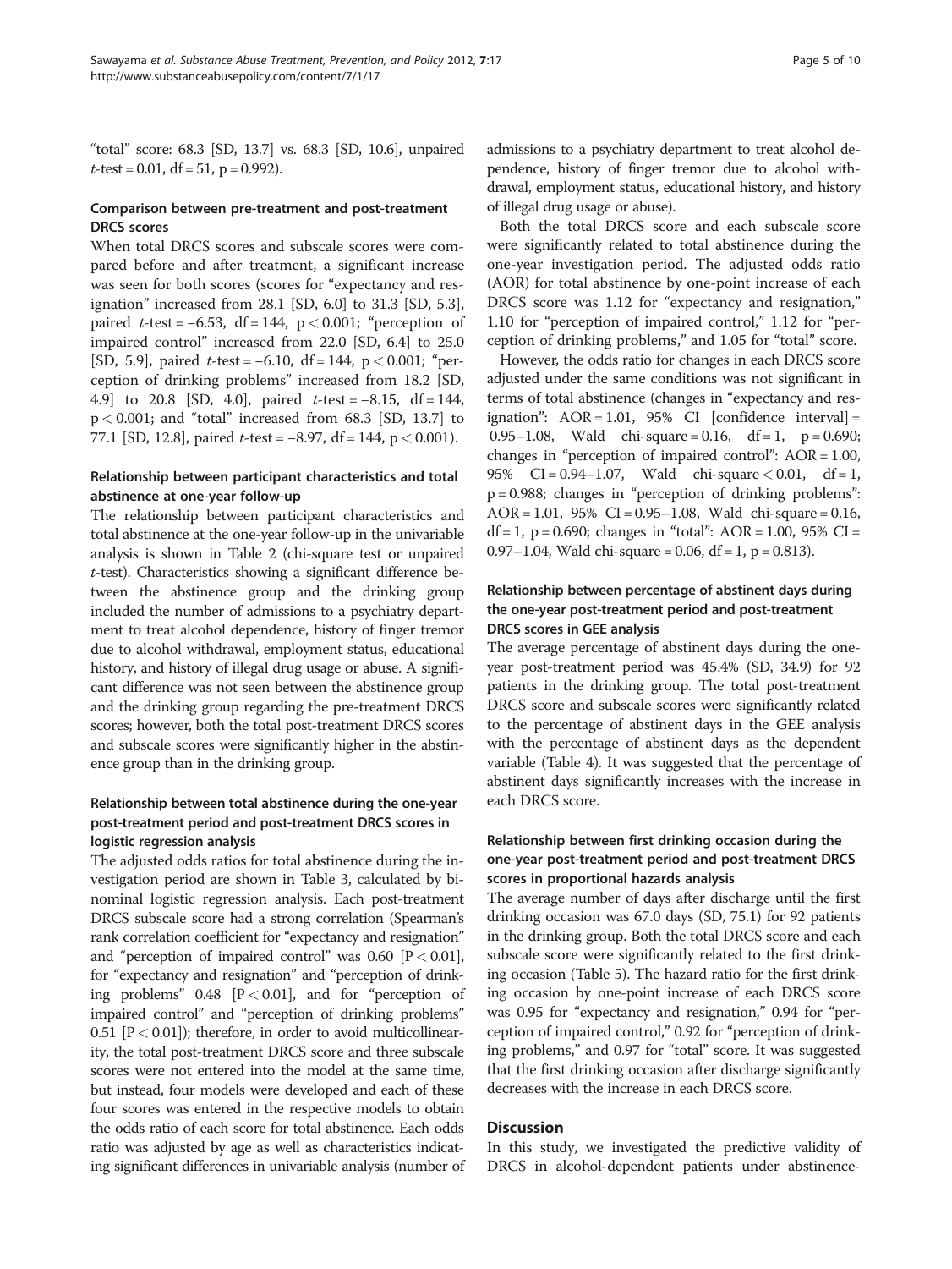"total" score: 68.3 [SD, 13.7] vs. 68.3 [SD, 10.6], unpaired $t$-test = 0.01, df = 51, $p = 0.992$).

### Comparison between pre-treatment and post-treatment DRCS scores

When total DRCS scores and subscale scores were compared before and after treatment, a significant increase was seen for both scores (scores for "expectancy and resignation" increased from 28.1 [SD, 6.0] to 31.3 [SD, 5.3], paired $t$-test = −6.53, df = 144, $p < 0.001$; "perception of impaired control" increased from 22.0 [SD, 6.4] to 25.0 [SD, 5.9], paired $t$-test = −6.10, df = 144, $p < 0.001$; "perception of drinking problems" increased from 18.2 [SD, 4.9] to 20.8 [SD, 4.0], paired $t$-test = −8.15, df = 144, $p < 0.001$; and "total" increased from 68.3 [SD, 13.7] to 77.1 [SD, 12.8], paired $t$-test = −8.97, df = 144, $p < 0.001$).

### Relationship between participant characteristics and total abstinence at one-year follow-up

The relationship between participant characteristics and total abstinence at the one-year follow-up in the univariable analysis is shown in Table 2 (chi-square test or unpaired $t$-test). Characteristics showing a significant difference between the abstinence group and the drinking group included the number of admissions to a psychiatry department to treat alcohol dependence, history of finger tremor due to alcohol withdrawal, employment status, educational history, and history of illegal drug usage or abuse. A significant difference was not seen between the abstinence group and the drinking group regarding the pre-treatment DRCS scores; however, both the total post-treatment DRCS scores and subscale scores were significantly higher in the abstinence group than in the drinking group.

### Relationship between total abstinence during the one-year post-treatment period and post-treatment DRCS scores in logistic regression analysis

The adjusted odds ratios for total abstinence during the investigation period are shown in Table 3, calculated by binominal logistic regression analysis. Each post-treatment DRCS subscale score had a strong correlation (Spearman's rank correlation coefficient for "expectancy and resignation" and "perception of impaired control" was 0.60 [$P < 0.01$], for "expectancy and resignation" and "perception of drinking problems" 0.48 [$P < 0.01$], and for "perception of impaired control" and "perception of drinking problems" 0.51 [$P < 0.01$]); therefore, in order to avoid multicollinearity, the total post-treatment DRCS score and three subscale scores were not entered into the model at the same time, but instead, four models were developed and each of these four scores was entered in the respective models to obtain the odds ratio of each score for total abstinence. Each odds ratio was adjusted by age as well as characteristics indicating significant differences in univariable analysis (number of admissions to a psychiatry department to treat alcohol dependence, history of finger tremor due to alcohol withdrawal, employment status, educational history, and history of illegal drug usage or abuse).

Both the total DRCS score and each subscale score were significantly related to total abstinence during the one-year investigation period. The adjusted odds ratio (AOR) for total abstinence by one-point increase of each DRCS score was 1.12 for "expectancy and resignation," 1.10 for "perception of impaired control," 1.12 for "perception of drinking problems," and 1.05 for "total" score.

However, the odds ratio for changes in each DRCS score adjusted under the same conditions was not significant in terms of total abstinence (changes in "expectancy and resignation": AOR = 1.01, 95% CI [confidence interval] = 0.95–1.08, Wald chi-square = 0.16, df = 1, $p = 0.690$; changes in "perception of impaired control": AOR = 1.00, 95% CI = 0.94–1.07, Wald chi-square < 0.01, df = 1, $p = 0.988$; changes in "perception of drinking problems": AOR = 1.01, 95% CI = 0.95–1.08, Wald chi-square = 0.16, df = 1, $p = 0.690$; changes in "total": AOR = 1.00, 95% CI = 0.97–1.04, Wald chi-square = 0.06, df = 1, $p = 0.813$).

### Relationship between percentage of abstinent days during the one-year post-treatment period and post-treatment DRCS scores in GEE analysis

The average percentage of abstinent days during the one-year post-treatment period was 45.4% (SD, 34.9) for 92 patients in the drinking group. The total post-treatment DRCS score and subscale scores were significantly related to the percentage of abstinent days in the GEE analysis with the percentage of abstinent days as the dependent variable (Table 4). It was suggested that the percentage of abstinent days significantly increases with the increase in each DRCS score.

### Relationship between first drinking occasion during the one-year post-treatment period and post-treatment DRCS scores in proportional hazards analysis

The average number of days after discharge until the first drinking occasion was 67.0 days (SD, 75.1) for 92 patients in the drinking group. Both the total DRCS score and each subscale score were significantly related to the first drinking occasion (Table 5). The hazard ratio for the first drinking occasion by one-point increase of each DRCS score was 0.95 for "expectancy and resignation," 0.94 for "perception of impaired control," 0.92 for "perception of drinking problems," and 0.97 for "total" score. It was suggested that the first drinking occasion after discharge significantly decreases with the increase in each DRCS score.

## Discussion

In this study, we investigated the predictive validity of DRCS in alcohol-dependent patients under abstinence-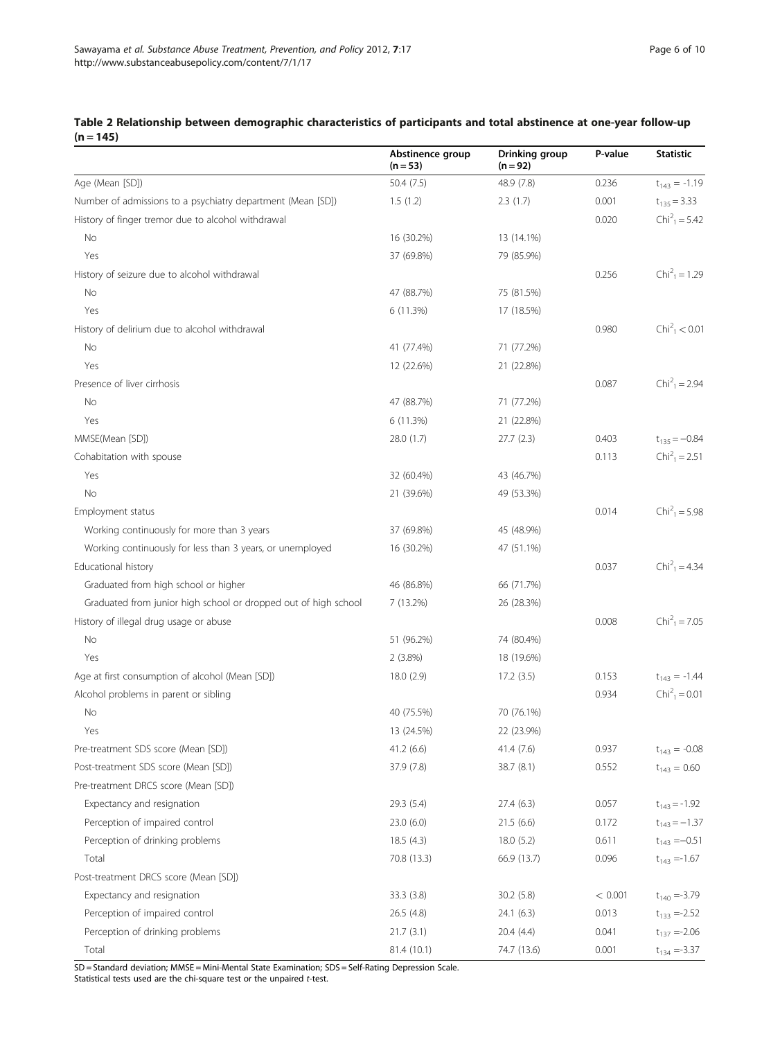**Table 2 Relationship between demographic characteristics of participants and total abstinence at one-year follow-up (n = 145)**

| | Abstinence group (n = 53) | Drinking group (n = 92) | P-value | Statistic |
|---|---|---|---|---|
| Age (Mean [SD]) | 50.4 (7.5) | 48.9 (7.8) | 0.236 | $t_{143} = -1.19$ |
| Number of admissions to a psychiatry department (Mean [SD]) | 1.5 (1.2) | 2.3 (1.7) | 0.001 | $t_{135} = 3.33$ |
| History of finger tremor due to alcohol withdrawal | | | 0.020 | $Chi^2_1 = 5.42$ |
| No | 16 (30.2%) | 13 (14.1%) | | |
| Yes | 37 (69.8%) | 79 (85.9%) | | |
| History of seizure due to alcohol withdrawal | | | 0.256 | $Chi^2_1 = 1.29$ |
| No | 47 (88.7%) | 75 (81.5%) | | |
| Yes | 6 (11.3%) | 17 (18.5%) | | |
| History of delirium due to alcohol withdrawal | | | 0.980 | $Chi^2_1 < 0.01$ |
| No | 41 (77.4%) | 71 (77.2%) | | |
| Yes | 12 (22.6%) | 21 (22.8%) | | |
| Presence of liver cirrhosis | | | 0.087 | $Chi^2_1 = 2.94$ |
| No | 47 (88.7%) | 71 (77.2%) | | |
| Yes | 6 (11.3%) | 21 (22.8%) | | |
| MMSE(Mean [SD]) | 28.0 (1.7) | 27.7 (2.3) | 0.403 | $t_{135} = -0.84$ |
| Cohabitation with spouse | | | 0.113 | $Chi^2_1 = 2.51$ |
| Yes | 32 (60.4%) | 43 (46.7%) | | |
| No | 21 (39.6%) | 49 (53.3%) | | |
| Employment status | | | 0.014 | $Chi^2_1 = 5.98$ |
| Working continuously for more than 3 years | 37 (69.8%) | 45 (48.9%) | | |
| Working continuously for less than 3 years, or unemployed | 16 (30.2%) | 47 (51.1%) | | |
| Educational history | | | 0.037 | $Chi^2_1 = 4.34$ |
| Graduated from high school or higher | 46 (86.8%) | 66 (71.7%) | | |
| Graduated from junior high school or dropped out of high school | 7 (13.2%) | 26 (28.3%) | | |
| History of illegal drug usage or abuse | | | 0.008 | $Chi^2_1 = 7.05$ |
| No | 51 (96.2%) | 74 (80.4%) | | |
| Yes | 2 (3.8%) | 18 (19.6%) | | |
| Age at first consumption of alcohol (Mean [SD]) | 18.0 (2.9) | 17.2 (3.5) | 0.153 | $t_{143} = -1.44$ |
| Alcohol problems in parent or sibling | | | 0.934 | $Chi^2_1 = 0.01$ |
| No | 40 (75.5%) | 70 (76.1%) | | |
| Yes | 13 (24.5%) | 22 (23.9%) | | |
| Pre-treatment SDS score (Mean [SD]) | 41.2 (6.6) | 41.4 (7.6) | 0.937 | $t_{143} = -0.08$ |
| Post-treatment SDS score (Mean [SD]) | 37.9 (7.8) | 38.7 (8.1) | 0.552 | $t_{143} = 0.60$ |
| Pre-treatment DRCS score (Mean [SD]) | | | | |
| Expectancy and resignation | 29.3 (5.4) | 27.4 (6.3) | 0.057 | $t_{143} = -1.92$ |
| Perception of impaired control | 23.0 (6.0) | 21.5 (6.6) | 0.172 | $t_{143} = -1.37$ |
| Perception of drinking problems | 18.5 (4.3) | 18.0 (5.2) | 0.611 | $t_{143} = -0.51$ |
| Total | 70.8 (13.3) | 66.9 (13.7) | 0.096 | $t_{143} = -1.67$ |
| Post-treatment DRCS score (Mean [SD]) | | | | |
| Expectancy and resignation | 33.3 (3.8) | 30.2 (5.8) | < 0.001 | $t_{140} = -3.79$ |
| Perception of impaired control | 26.5 (4.8) | 24.1 (6.3) | 0.013 | $t_{133} = -2.52$ |
| Perception of drinking problems | 21.7 (3.1) | 20.4 (4.4) | 0.041 | $t_{137} = -2.06$ |
| Total | 81.4 (10.1) | 74.7 (13.6) | 0.001 | $t_{134} = -3.37$ |

SD = Standard deviation; MMSE = Mini-Mental State Examination; SDS = Self-Rating Depression Scale.
Statistical tests used are the chi-square test or the unpaired *t*-test.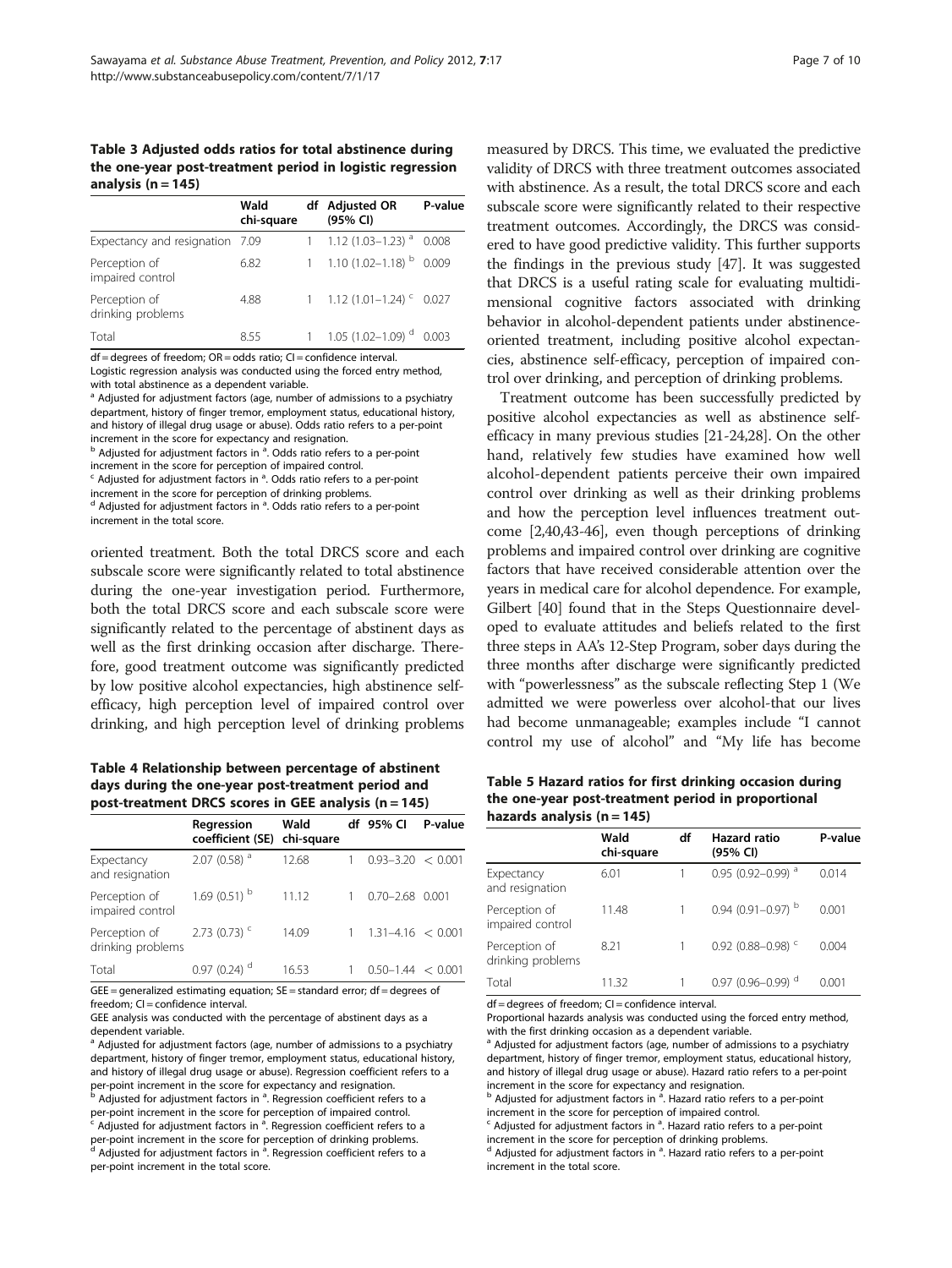**Table 3 Adjusted odds ratios for total abstinence during the one-year post-treatment period in logistic regression analysis (n = 145)**

| | Wald chi-square | df | Adjusted OR (95% CI) | P-value |
|---|---|---|---|---|
| Expectancy and resignation | 7.09 | 1 | 1.12 (1.03–1.23) [a] | 0.008 |
| Perception of impaired control | 6.82 | 1 | 1.10 (1.02–1.18) [b] | 0.009 |
| Perception of drinking problems | 4.88 | 1 | 1.12 (1.01–1.24) [c] | 0.027 |
| Total | 8.55 | 1 | 1.05 (1.02–1.09) [d] | 0.003 |

df = degrees of freedom; OR = odds ratio; CI = confidence interval.
Logistic regression analysis was conducted using the forced entry method, with total abstinence as a dependent variable.
[a] Adjusted for adjustment factors (age, number of admissions to a psychiatry department, history of finger tremor, employment status, educational history, and history of illegal drug usage or abuse). Odds ratio refers to a per-point increment in the score for expectancy and resignation.
[b] Adjusted for adjustment factors in [a]. Odds ratio refers to a per-point increment in the score for perception of impaired control.
[c] Adjusted for adjustment factors in [a]. Odds ratio refers to a per-point increment in the score for perception of drinking problems.
[d] Adjusted for adjustment factors in [a]. Odds ratio refers to a per-point increment in the total score.

oriented treatment. Both the total DRCS score and each subscale score were significantly related to total abstinence during the one-year investigation period. Furthermore, both the total DRCS score and each subscale score were significantly related to the percentage of abstinent days as well as the first drinking occasion after discharge. Therefore, good treatment outcome was significantly predicted by low positive alcohol expectancies, high abstinence self-efficacy, high perception level of impaired control over drinking, and high perception level of drinking problems

**Table 4 Relationship between percentage of abstinent days during the one-year post-treatment period and post-treatment DRCS scores in GEE analysis (n = 145)**

| | Regression coefficient (SE) | Wald chi-square | df | 95% CI | P-value |
|---|---|---|---|---|---|
| Expectancy and resignation | 2.07 (0.58) [a] | 12.68 | 1 | 0.93–3.20 | < 0.001 |
| Perception of impaired control | 1.69 (0.51) [b] | 11.12 | 1 | 0.70–2.68 | 0.001 |
| Perception of drinking problems | 2.73 (0.73) [c] | 14.09 | 1 | 1.31–4.16 | < 0.001 |
| Total | 0.97 (0.24) [d] | 16.53 | 1 | 0.50–1.44 | < 0.001 |

GEE = generalized estimating equation; SE = standard error; df = degrees of freedom; CI = confidence interval.
GEE analysis was conducted with the percentage of abstinent days as a dependent variable.
[a] Adjusted for adjustment factors (age, number of admissions to a psychiatry department, history of finger tremor, employment status, educational history, and history of illegal drug usage or abuse). Regression coefficient refers to a per-point increment in the score for expectancy and resignation.
[b] Adjusted for adjustment factors in [a]. Regression coefficient refers to a per-point increment in the score for perception of impaired control.
[c] Adjusted for adjustment factors in [a]. Regression coefficient refers to a per-point increment in the score for perception of drinking problems.
[d] Adjusted for adjustment factors in [a]. Regression coefficient refers to a per-point increment in the total score.

measured by DRCS. This time, we evaluated the predictive validity of DRCS with three treatment outcomes associated with abstinence. As a result, the total DRCS score and each subscale score were significantly related to their respective treatment outcomes. Accordingly, the DRCS was considered to have good predictive validity. This further supports the findings in the previous study [47]. It was suggested that DRCS is a useful rating scale for evaluating multidimensional cognitive factors associated with drinking behavior in alcohol-dependent patients under abstinence-oriented treatment, including positive alcohol expectancies, abstinence self-efficacy, perception of impaired control over drinking, and perception of drinking problems.

Treatment outcome has been successfully predicted by positive alcohol expectancies as well as abstinence self-efficacy in many previous studies [21-24,28]. On the other hand, relatively few studies have examined how well alcohol-dependent patients perceive their own impaired control over drinking as well as their drinking problems and how the perception level influences treatment outcome [2,40,43-46], even though perceptions of drinking problems and impaired control over drinking are cognitive factors that have received considerable attention over the years in medical care for alcohol dependence. For example, Gilbert [40] found that in the Steps Questionnaire developed to evaluate attitudes and beliefs related to the first three steps in AA's 12-Step Program, sober days during the three months after discharge were significantly predicted with "powerlessness" as the subscale reflecting Step 1 (We admitted we were powerless over alcohol-that our lives had become unmanageable; examples include "I cannot control my use of alcohol" and "My life has become

**Table 5 Hazard ratios for first drinking occasion during the one-year post-treatment period in proportional hazards analysis (n = 145)**

| | Wald chi-square | df | Hazard ratio (95% CI) | P-value |
|---|---|---|---|---|
| Expectancy and resignation | 6.01 | 1 | 0.95 (0.92–0.99) [a] | 0.014 |
| Perception of impaired control | 11.48 | 1 | 0.94 (0.91–0.97) [b] | 0.001 |
| Perception of drinking problems | 8.21 | 1 | 0.92 (0.88–0.98) [c] | 0.004 |
| Total | 11.32 | 1 | 0.97 (0.96–0.99) [d] | 0.001 |

df = degrees of freedom; CI = confidence interval.
Proportional hazards analysis was conducted using the forced entry method, with the first drinking occasion as a dependent variable.
[a] Adjusted for adjustment factors (age, number of admissions to a psychiatry department, history of finger tremor, employment status, educational history, and history of illegal drug usage or abuse). Hazard ratio refers to a per-point increment in the score for expectancy and resignation.
[b] Adjusted for adjustment factors in [a]. Hazard ratio refers to a per-point increment in the score for perception of impaired control.
[c] Adjusted for adjustment factors in [a]. Hazard ratio refers to a per-point increment in the score for perception of drinking problems.
[d] Adjusted for adjustment factors in [a]. Hazard ratio refers to a per-point increment in the total score.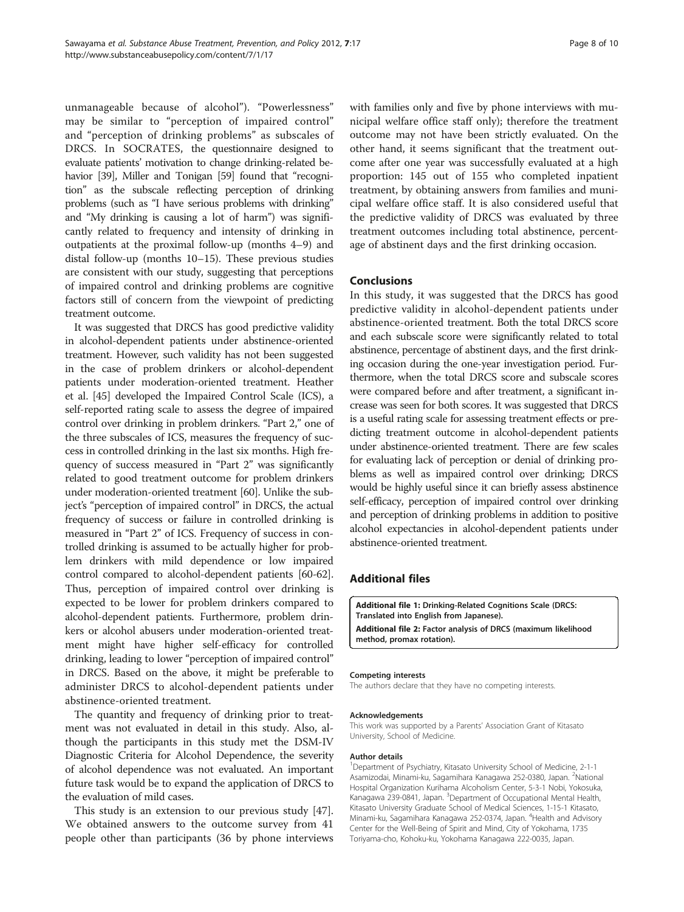unmanageable because of alcohol"). "Powerlessness" may be similar to "perception of impaired control" and "perception of drinking problems" as subscales of DRCS. In SOCRATES, the questionnaire designed to evaluate patients' motivation to change drinking-related behavior [39], Miller and Tonigan [59] found that "recognition" as the subscale reflecting perception of drinking problems (such as "I have serious problems with drinking" and "My drinking is causing a lot of harm") was significantly related to frequency and intensity of drinking in outpatients at the proximal follow-up (months 4–9) and distal follow-up (months 10–15). These previous studies are consistent with our study, suggesting that perceptions of impaired control and drinking problems are cognitive factors still of concern from the viewpoint of predicting treatment outcome.

It was suggested that DRCS has good predictive validity in alcohol-dependent patients under abstinence-oriented treatment. However, such validity has not been suggested in the case of problem drinkers or alcohol-dependent patients under moderation-oriented treatment. Heather et al. [45] developed the Impaired Control Scale (ICS), a self-reported rating scale to assess the degree of impaired control over drinking in problem drinkers. "Part 2," one of the three subscales of ICS, measures the frequency of success in controlled drinking in the last six months. High frequency of success measured in "Part 2" was significantly related to good treatment outcome for problem drinkers under moderation-oriented treatment [60]. Unlike the subject's "perception of impaired control" in DRCS, the actual frequency of success or failure in controlled drinking is measured in "Part 2" of ICS. Frequency of success in controlled drinking is assumed to be actually higher for problem drinkers with mild dependence or low impaired control compared to alcohol-dependent patients [60-62]. Thus, perception of impaired control over drinking is expected to be lower for problem drinkers compared to alcohol-dependent patients. Furthermore, problem drinkers or alcohol abusers under moderation-oriented treatment might have higher self-efficacy for controlled drinking, leading to lower "perception of impaired control" in DRCS. Based on the above, it might be preferable to administer DRCS to alcohol-dependent patients under abstinence-oriented treatment.

The quantity and frequency of drinking prior to treatment was not evaluated in detail in this study. Also, although the participants in this study met the DSM-IV Diagnostic Criteria for Alcohol Dependence, the severity of alcohol dependence was not evaluated. An important future task would be to expand the application of DRCS to the evaluation of mild cases.

This study is an extension to our previous study [47]. We obtained answers to the outcome survey from 41 people other than participants (36 by phone interviews with families only and five by phone interviews with municipal welfare office staff only); therefore the treatment outcome may not have been strictly evaluated. On the other hand, it seems significant that the treatment outcome after one year was successfully evaluated at a high proportion: 145 out of 155 who completed inpatient treatment, by obtaining answers from families and municipal welfare office staff. It is also considered useful that the predictive validity of DRCS was evaluated by three treatment outcomes including total abstinence, percentage of abstinent days and the first drinking occasion.

## Conclusions

In this study, it was suggested that the DRCS has good predictive validity in alcohol-dependent patients under abstinence-oriented treatment. Both the total DRCS score and each subscale score were significantly related to total abstinence, percentage of abstinent days, and the first drinking occasion during the one-year investigation period. Furthermore, when the total DRCS score and subscale scores were compared before and after treatment, a significant increase was seen for both scores. It was suggested that DRCS is a useful rating scale for assessing treatment effects or predicting treatment outcome in alcohol-dependent patients under abstinence-oriented treatment. There are few scales for evaluating lack of perception or denial of drinking problems as well as impaired control over drinking; DRCS would be highly useful since it can briefly assess abstinence self-efficacy, perception of impaired control over drinking and perception of drinking problems in addition to positive alcohol expectancies in alcohol-dependent patients under abstinence-oriented treatment.

## Additional files

**Additional file 1: Drinking-Related Cognitions Scale (DRCS: Translated into English from Japanese).**

**Additional file 2: Factor analysis of DRCS (maximum likelihood method, promax rotation).**

#### Competing interests

The authors declare that they have no competing interests.

#### Acknowledgements

This work was supported by a Parents' Association Grant of Kitasato University, School of Medicine.

#### Author details

[1]Department of Psychiatry, Kitasato University School of Medicine, 2-1-1 Asamizodai, Minami-ku, Sagamihara Kanagawa 252-0380, Japan. [2]National Hospital Organization Kurihama Alcoholism Center, 5-3-1 Nobi, Yokosuka, Kanagawa 239-0841, Japan. [3]Department of Occupational Mental Health, Kitasato University Graduate School of Medical Sciences, 1-15-1 Kitasato, Minami-ku, Sagamihara Kanagawa 252-0374, Japan. [4]Health and Advisory Center for the Well-Being of Spirit and Mind, City of Yokohama, 1735 Toriyama-cho, Kohoku-ku, Yokohama Kanagawa 222-0035, Japan.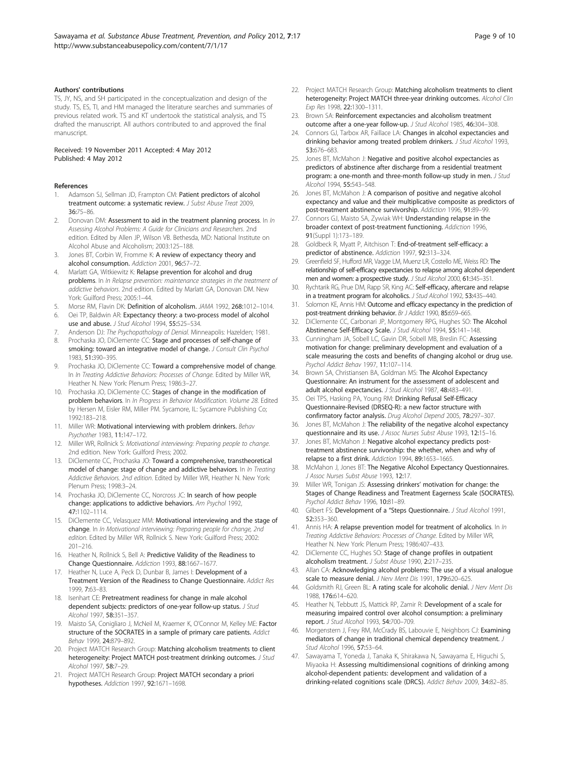**Authors' contributions**

TS, JY, NS, and SH participated in the conceptualization and design of the study. TS, ES, TI, and HM managed the literature searches and summaries of previous related work. TS and KT undertook the statistical analysis, and TS drafted the manuscript. All authors contributed to and approved the final manuscript.

Received: 19 November 2011 Accepted: 4 May 2012
Published: 4 May 2012

**References**

1. Adamson SJ, Sellman JD, Frampton CM: **Patient predictors of alcohol treatment outcome: a systematic review.** *J Subst Abuse Treat* 2009, **36:**75–86.
2. Donovan DM: **Assessment to aid in the treatment planning process**. In *In Assessing Alcohol Problems: A Guide for Clinicians and Researchers*. 2nd edition. Edited by Allen JP, Wilson VB. Bethesda, MD: National Institute on Alcohol Abuse and Alcoholism; 2003:125–188.
3. Jones BT, Corbin W, Fromme K: **A review of expectancy theory and alcohol consumption.** *Addiction* 2001, **96:**57–72.
4. Marlatt GA, Witkiewitz K: **Relapse prevention for alcohol and drug problems**. In *In Relapse prevention: maintenance strategies in the treatment of addictive behaviors*. 2nd edition. Edited by Marlatt GA, Donovan DM. New York: Guilford Press; 2005:1–44.
5. Morse RM, Flavin DK: **Definition of alcoholism.** *JAMA* 1992, **268:**1012–1014.
6. Oei TP, Baldwin AR: **Expectancy theory: a two-process model of alcohol use and abuse.** *J Stud Alcohol* 1994, **55:**525–534.
7. Anderson DJ: *The Psychopathology of Denial*. Minneapolis: Hazelden; 1981.
8. Prochaska JO, DiClemente CC: **Stage and processes of self-change of smoking: toward an integrative model of change.** *J Consult Clin Psychol* 1983, **51:**390–395.
9. Prochaska JO, DiClemente CC: **Toward a comprehensive model of change**. In *In Treating Addictive Behaviors: Processes of Change*. Edited by Miller WR, Heather N. New York: Plenum Press; 1986:3–27.
10. Prochaska JO, DiClemente CC: **Stages of change in the modification of problem behaviors**. In *In Progress in Behavior Modification. Volume 28*. Edited by Hersen M, Eisler RM, Miller PM. Sycamore, IL: Sycamore Publishing Co; 1992:183–218.
11. Miller WR: **Motivational interviewing with problem drinkers.** *Behav Psychother* 1983, **11:**147–172.
12. Miller WR, Rollnick S: *Motivational interviewing: Preparing people to change*. 2nd edition. New York: Guilford Press; 2002.
13. DiClemente CC, Prochaska JO: **Toward a comprehensive, transtheoretical model of change: stage of change and addictive behaviors**. In *In Treating Addictive Behaviors. 2nd edition*. Edited by Miller WR, Heather N. New York: Plenum Press; 1998:3–24.
14. Prochaska JO, DiClemente CC, Norcross JC: **In search of how people change: applications to addictive behaviors.** *Am Psychol* 1992, **47:**1102–1114.
15. DiClemente CC, Velasquez MM: **Motivational interviewing and the stage of change**. In *In Motivational interviewing: Preparing people for change, 2nd edition*. Edited by Miller WR, Rollnick S. New York: Guilford Press; 2002: 201–216.
16. Heather N, Rollnick S, Bell A: **Predictive Validity of the Readiness to Change Questionnaire.** *Addiction* 1993, **88:**1667–1677.
17. Heather N, Luce A, Peck D, Dunbar B, James I: **Development of a Treatment Version of the Readiness to Change Questionnaire.** *Addict Res* 1999, **7:**63–83.
18. Isenhart CE: **Pretreatment readiness for change in male alcohol dependent subjects: predictors of one-year follow-up status.** *J Stud Alcohol* 1997, **58:**351–357.
19. Maisto SA, Conigliaro J, McNeil M, Kraemer K, O'Connor M, Kelley ME: **Factor structure of the SOCRATES in a sample of primary care patients.** *Addict Behav* 1999, **24:**879–892.
20. Project MATCH Research Group: **Matching alcoholism treatments to client heterogeneity: Project MATCH post-treatment drinking outcomes.** *J Stud Alcohol* 1997, **58:**7–29.
21. Project MATCH Research Group: **Project MATCH secondary a priori hypotheses.** *Addiction* 1997, **92:**1671–1698.
22. Project MATCH Research Group: **Matching alcoholism treatments to client heterogeneity: Project MATCH three-year drinking outcomes.** *Alcohol Clin Exp Res* 1998, **22:**1300–1311.
23. Brown SA: **Reinforcement expectancies and alcoholism treatment outcome after a one-year follow-up.** *J Stud Alcohol* 1985, **46:**304–308.
24. Connors GJ, Tarbox AR, Faillace LA: **Changes in alcohol expectancies and drinking behavior among treated problem drinkers.** *J Stud Alcohol* 1993, **53:**676–683.
25. Jones BT, McMahon J: **Negative and positive alcohol expectancies as predictors of abstinence after discharge from a residential treatment program: a one-month and three-month follow-up study in men.** *J Stud Alcohol* 1994, **55:**543–548.
26. Jones BT, McMahon J: **A comparison of positive and negative alcohol expectancy and value and their multiplicative composite as predictors of post-treatment abstinence survivorship.** *Addiction* 1996, **91:**89–99.
27. Connors GJ, Maisto SA, Zywiak WH: **Understanding relapse in the broader context of post-treatment functioning.** *Addiction* 1996, **91**(Suppl 1):173–189.
28. Goldbeck R, Myatt P, Aitchison T: **End-of-treatment self-efficacy: a predictor of abstinence.** *Addiction* 1997, **92:**313–324.
29. Greenfield SF, Hufford MR, Vagge LM, Muenz LR, Costello ME, Weiss RD: **The relationship of self-efficacy expectancies to relapse among alcohol dependent men and women: a prospective study.** *J Stud Alcohol* 2000, **61:**345–351.
30. Rychtarik RG, Prue DM, Rapp SR, King AC: **Self-efficacy, aftercare and relapse in a treatment program for alcoholics.** *J Stud Alcohol* 1992, **53:**435–440.
31. Solomon KE, Annis HM: **Outcome and efficacy expectancy in the prediction of post-treatment drinking behavior.** *Br J Addict* 1990, **85:**659–665.
32. DiClemente CC, Carbonari JP, Montgomery RPG, Hughes SO: **The Alcohol Abstinence Self-Efficacy Scale.** *J Stud Alcohol* 1994, **55:**141–148.
33. Cunningham JA, Sobell LC, Gavin DR, Sobell MB, Breslin FC: **Assessing motivation for change: preliminary development and evaluation of a scale measuring the costs and benefits of changing alcohol or drug use.** *Psychol Addict Behav* 1997, **11:**107–114.
34. Brown SA, Christiansen BA, Goldman MS: **The Alcohol Expectancy Questionnaire: An instrument for the assessment of adolescent and adult alcohol expectancies.** *J Stud Alcohol* 1987, **48:**483–491.
35. Oei TPS, Hasking PA, Young RM: **Drinking Refusal Self-Efficacy Questionnaire-Revised (DRSEQ-R): a new factor structure with confirmatory factor analysis.** *Drug Alcohol Depend* 2005, **78:**297–307.
36. Jones BT, McMahon J: **The reliability of the negative alcohol expectancy questionnaire and its use.** *J Assoc Nurses Subst Abuse* 1993, **12:**15–16.
37. Jones BT, McMahon J: **Negative alcohol expectancy predicts post-treatment abstinence survivorship: the whether, when and why of relapse to a first drink.** *Addiction* 1994, **89:**1653–1665.
38. McMahon J, Jones BT: **The Negative Alcohol Expectancy Questionnaires.** *J Assoc Nurses Subst Abuse* 1993, **12:**17.
39. Miller WR, Tonigan JS: **Assessing drinkers' motivation for change: the Stages of Change Readiness and Treatment Eagerness Scale (SOCRATES).** *Psychol Addict Behav* 1996, **10:**81–89.
40. Gilbert FS: **Development of a "Steps Questionnaire.** *J Stud Alcohol* 1991, **52:**353–360.
41. Annis HA: **A relapse prevention model for treatment of alcoholics**. In *In Treating Addictive Behaviors: Processes of Change*. Edited by Miller WR, Heather N. New York: Plenum Press; 1986:407–433.
42. DiClemente CC, Hughes SO: **Stage of change profiles in outpatient alcoholism treatment.** *J Subst Abuse* 1990, **2:**217–235.
43. Allan CA: **Acknowledging alcohol problems: The use of a visual analogue scale to measure denial.** *J Nerv Ment Dis* 1991, **179:**620–625.
44. Goldsmith RJ, Green BL: **A rating scale for alcoholic denial.** *J Nerv Ment Dis* 1988, **176:**614–620.
45. Heather N, Tebbutt JS, Mattick RP, Zamir R: **Development of a scale for measuring impaired control over alcohol consumption: a preliminary report.** *J Stud Alcohol* 1993, **54:**700–709.
46. Morgenstern J, Frey RM, McCrady BS, Labouvie E, Neighbors CJ: **Examining mediators of change in traditional chemical dependency treatment.** *J Stud Alcohol* 1996, **57:**53–64.
47. Sawayama T, Yoneda J, Tanaka K, Shirakawa N, Sawayama E, Higuchi S, Miyaoka H: **Assessing multidimensional cognitions of drinking among alcohol-dependent patients: development and validation of a drinking-related cognitions scale (DRCS).** *Addict Behav* 2009, **34:**82–85.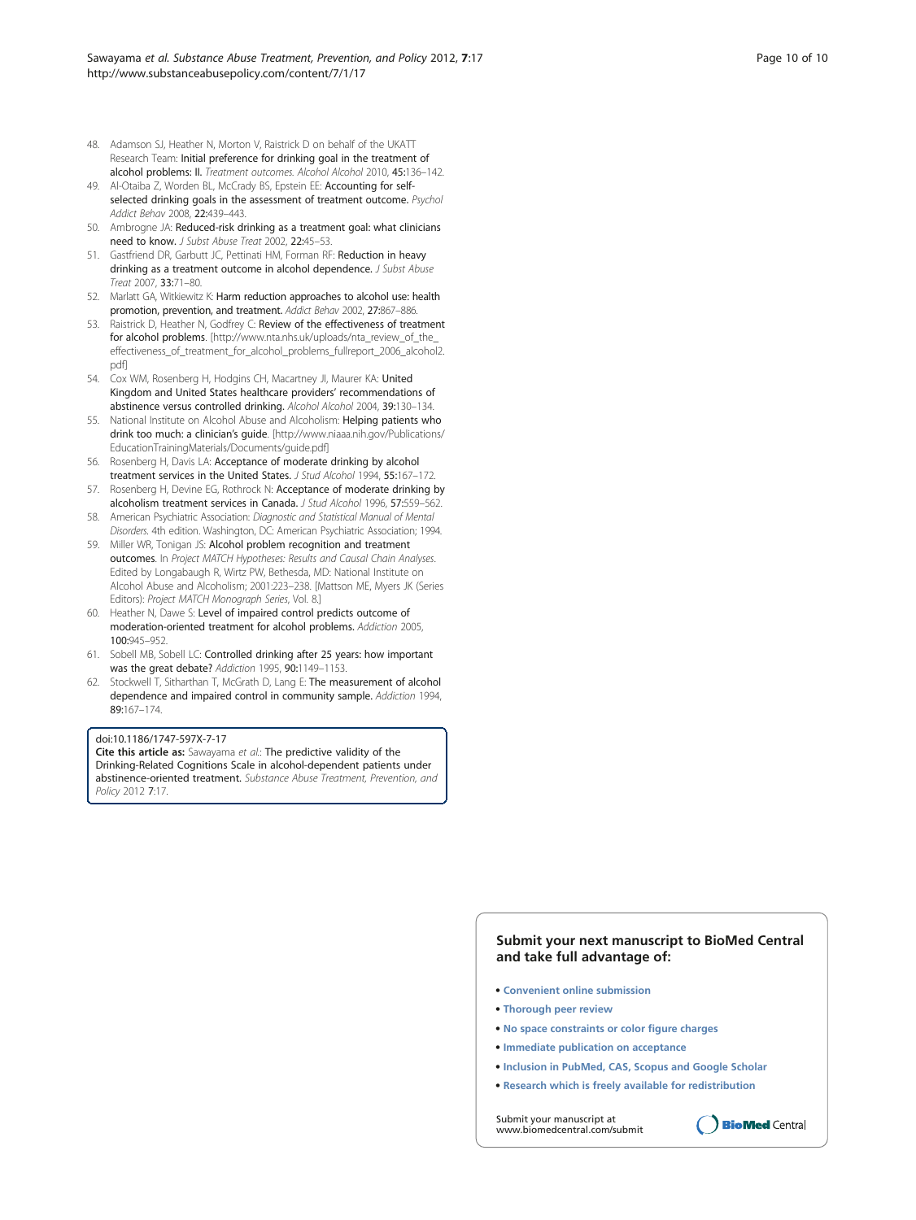48. Adamson SJ, Heather N, Morton V, Raistrick D on behalf of the UKATT Research Team: **Initial preference for drinking goal in the treatment of alcohol problems: II.** *Treatment outcomes. Alcohol Alcohol* 2010, **45:**136–142.
49. Al-Otaiba Z, Worden BL, McCrady BS, Epstein EE: **Accounting for self-selected drinking goals in the assessment of treatment outcome.** *Psychol Addict Behav* 2008, **22:**439–443.
50. Ambrogne JA: **Reduced-risk drinking as a treatment goal: what clinicians need to know.** *J Subst Abuse Treat* 2002, **22:**45–53.
51. Gastfriend DR, Garbutt JC, Pettinati HM, Forman RF: **Reduction in heavy drinking as a treatment outcome in alcohol dependence.** *J Subst Abuse Treat* 2007, **33:**71–80.
52. Marlatt GA, Witkiewitz K: **Harm reduction approaches to alcohol use: health promotion, prevention, and treatment.** *Addict Behav* 2002, **27:**867–886.
53. Raistrick D, Heather N, Godfrey C: **Review of the effectiveness of treatment for alcohol problems**. [http://www.nta.nhs.uk/uploads/nta_review_of_the_effectiveness_of_treatment_for_alcohol_problems_fullreport_2006_alcohol2.pdf]
54. Cox WM, Rosenberg H, Hodgins CH, Macartney JI, Maurer KA: **United Kingdom and United States healthcare providers' recommendations of abstinence versus controlled drinking.** *Alcohol Alcohol* 2004, **39:**130–134.
55. National Institute on Alcohol Abuse and Alcoholism: **Helping patients who drink too much: a clinician's guide**. [http://www.niaaa.nih.gov/Publications/EducationTrainingMaterials/Documents/guide.pdf]
56. Rosenberg H, Davis LA: **Acceptance of moderate drinking by alcohol treatment services in the United States.** *J Stud Alcohol* 1994, **55:**167–172.
57. Rosenberg H, Devine EG, Rothrock N: **Acceptance of moderate drinking by alcoholism treatment services in Canada.** *J Stud Alcohol* 1996, **57:**559–562.
58. American Psychiatric Association: *Diagnostic and Statistical Manual of Mental Disorders*. 4th edition. Washington, DC: American Psychiatric Association; 1994.
59. Miller WR, Tonigan JS: **Alcohol problem recognition and treatment outcomes**. In *Project MATCH Hypotheses: Results and Causal Chain Analyses*. Edited by Longabaugh R, Wirtz PW, Bethesda, MD: National Institute on Alcohol Abuse and Alcoholism; 2001:223–238. [Mattson ME, Myers JK (Series Editors): *Project MATCH Monograph Series*, Vol. 8.]
60. Heather N, Dawe S: **Level of impaired control predicts outcome of moderation-oriented treatment for alcohol problems.** *Addiction* 2005, **100:**945–952.
61. Sobell MB, Sobell LC: **Controlled drinking after 25 years: how important was the great debate?** *Addiction* 1995, **90:**1149–1153.
62. Stockwell T, Sitharthan T, McGrath D, Lang E: **The measurement of alcohol dependence and impaired control in community sample.** *Addiction* 1994, **89:**167–174.

doi:10.1186/1747-597X-7-17

**Cite this article as:** Sawayama *et al.*: The predictive validity of the Drinking-Related Cognitions Scale in alcohol-dependent patients under abstinence-oriented treatment. *Substance Abuse Treatment, Prevention, and Policy* 2012 **7**:17.

**Submit your next manuscript to BioMed Central and take full advantage of:**

- Convenient online submission
- Thorough peer review
- No space constraints or color figure charges
- Immediate publication on acceptance
- Inclusion in PubMed, CAS, Scopus and Google Scholar
- Research which is freely available for redistribution

Submit your manuscript at www.biomedcentral.com/submit

BioMed Central